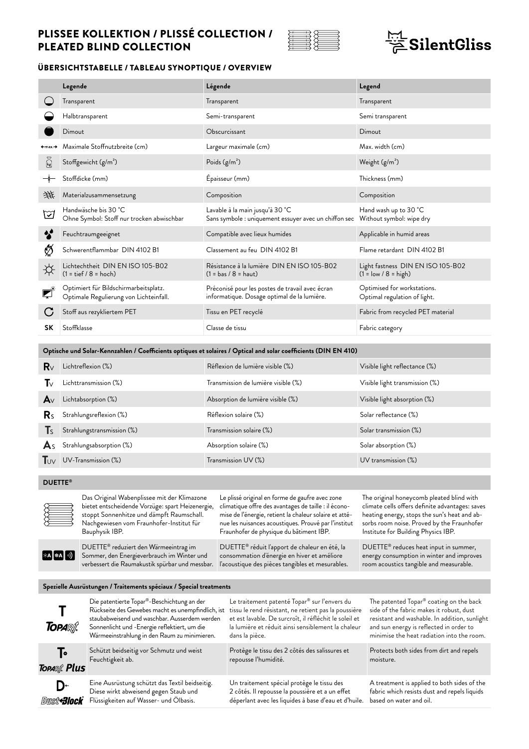# PLISSEE KOLLEKTION / PLISSÉ COLLECTION / PLEATED BLIND COLLECTION

SilentGliss

## ÜBERSICHTSTABELLE / TABLEAU SYNOPTIQUE / OVERVIEW

| | Legende | Légende | Legend |
|---|---|---|---|
| | Transparent | Transparent | Transparent |
| | Halbtransparent | Semi-transparent | Semi transparent |
| | Dimout | Obscurcissant | Dimout |
| ←max.→ | Maximale Stoffnutzbreite (cm) | Largeur maximale (cm) | Max. width (cm) |
| kg | Stoffgewicht (g/m²) | Poids (g/m²) | Weight (g/m²) |
| | Stoffdicke (mm) | Épaisseur (mm) | Thickness (mm) |
| | Materialzusammensetzung | Composition | Composition |
| | Handwäsche bis 30 °C<br>Ohne Symbol: Stoff nur trocken abwischbar | Lavable à la main jusqu'à 30 °C<br>Sans symbole : uniquement essuyer avec un chiffon sec | Hand wash up to 30 °C<br>Without symbol: wipe dry |
| | Feuchtraumgeeignet | Compatible avec lieux humides | Applicable in humid areas |
| | Schwerentflammbar DIN 4102 B1 | Classement au feu DIN 4102 B1 | Flame retardant DIN 4102 B1 |
| | Lichtechtheit DIN EN ISO 105-B02<br>(1 = tief / 8 = hoch) | Résistance à la lumière DIN EN ISO 105-B02<br>(1 = bas / 8 = haut) | Light fastness DIN EN ISO 105-B02<br>(1 = low / 8 = high) |
| | Optimiert für Bildschirmarbeitsplatz.<br>Optimale Regulierung von Lichteinfall. | Préconisé pour les postes de travail avec écran informatique. Dosage optimal de la lumière. | Optimised for workstations.<br>Optimal regulation of light. |
| C | Stoff aus rezykliertem PET | Tissu en PET recyclé | Fabric from recycled PET material |
| SK | Stoffklasse | Classe de tissu | Fabric category |

### Optische und Solar-Kennzahlen / Coefficients optiques et solaires / Optical and solar coefficients (DIN EN 410)

| | | | |
|---|---|---|---|
| $R_V$ | Lichtreflexion (%) | Réflexion de lumière visible (%) | Visible light reflectance (%) |
| $T_V$ | Lichttransmission (%) | Transmission de lumière visible (%) | Visible light transmission (%) |
| $A_V$ | Lichtabsorption (%) | Absorption de lumière visible (%) | Visible light absorption (%) |
| $R_S$ | Strahlungsreflexion (%) | Réflexion solaire (%) | Solar reflectance (%) |
| $T_S$ | Strahlungstransmission (%) | Transmission solaire (%) | Solar transmission (%) |
| $A_S$ | Strahlungsabsorption (%) | Absorption solaire (%) | Solar absorption (%) |
| $T_{UV}$ | UV-Transmission (%) | Transmission UV (%) | UV transmission (%) |

### DUETTE®

| | | | |
|---|---|---|---|
| | Das Original Wabenplissee mit der Klimazone bietet entscheidende Vorzüge: spart Heizenergie, stoppt Sonnenhitze und dämpft Raumschall. Nachgewiesen vom Fraunhofer-Institut für Bauphysik IBP. | Le plissé original en forme de gaufre avec zone climatique offre des avantages de taille : il économise de l'énergie, retient la chaleur solaire et atténue les nuisances acoustiques. Prouvé par l'institut Fraunhofer de physique du bâtiment IBP. | The original honeycomb pleated blind with climate cells offers definite advantages: saves heating energy, stops the sun's heat and absorbs room noise. Proved by the Fraunhofer Institute for Building Physics IBP. |
| A A | DUETTE® reduziert den Wärmeeintrag im Sommer, den Energieverbrauch im Winter und verbessert die Raumakustik spürbar und messbar. | DUETTE® réduit l'apport de chaleur en été, la consommation d'énergie en hiver et améliore l'acoustique des pièces tangibles et mesurables. | DUETTE® reduces heat input in summer, energy consumption in winter and improves room acoustics tangible and measurable. |

### Spezielle Ausrüstungen / Traitements spéciaux / Special treatments

| | | | |
|---|---|---|---|
| T<br>TOPAR® | Die patentierte Topar®-Beschichtung an der Rückseite des Gewebes macht es unempfindlich, staubabweisend und waschbar. Ausserdem werden Sonnenlicht und -Energie reflektiert, um die Wärmeeinstrahlung in den Raum zu minimieren. | Le traitement patenté Topar® sur l'envers du tissu le rend résistant, ne retient pas la poussière et est lavable. De surcroît, il réfléchit le soleil et la lumière et réduit ainsi sensiblement la chaleur dans la pièce. | The patented Topar® coating on the back side of the fabric makes it robust, dust resistant and washable. In addition, sunlight and sun energy is reflected in order to minimise the heat radiation into the room. |
| T<br>TOPAR® Plus | Schützt beidseitig vor Schmutz und weist Feuchtigkeit ab. | Protège le tissu des 2 côtés des salissures et repousse l'humidité. | Protects both sides from dirt and repels moisture. |
| D<br>DustBlock | Eine Ausrüstung schützt das Textil beidseitig. Diese wirkt abweisend gegen Staub und Flüssigkeiten auf Wasser- und Ölbasis. | Un traitement spécial protège le tissu des 2 côtés. Il repousse la poussière et a un effet déperlant avec les liquides à base d'eau et d'huile. | A treatment is applied to both sides of the fabric which resists dust and repels liquids based on water and oil. |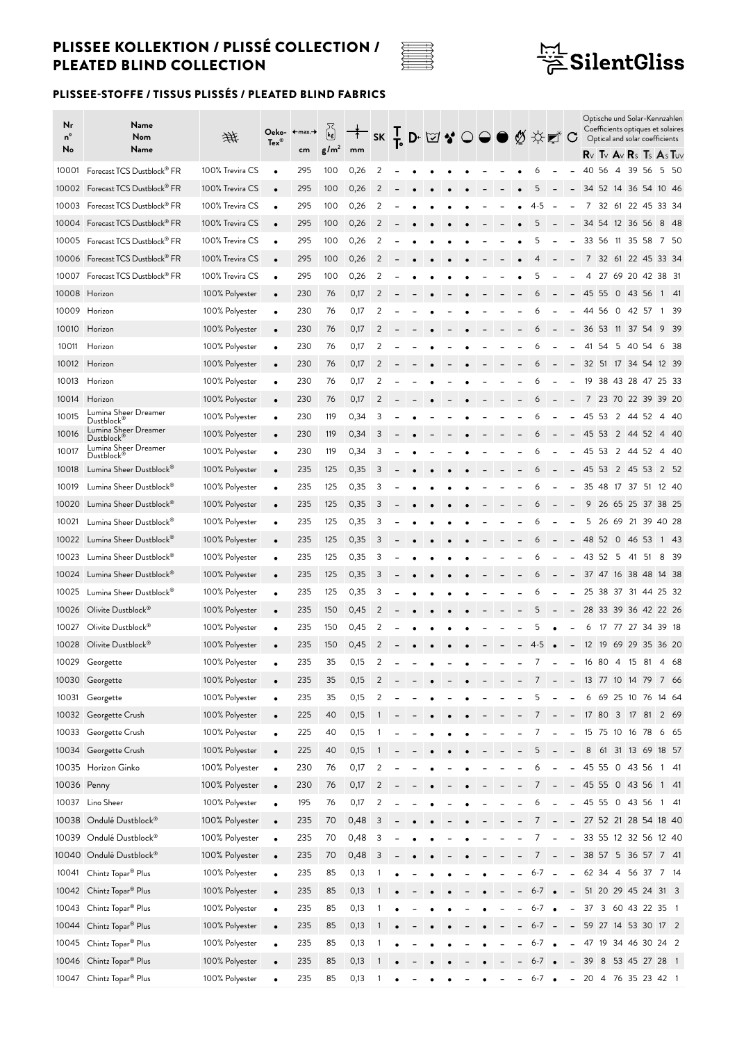# PLISSEE KOLLEKTION / PLISSÉ COLLECTION / PLEATED BLIND COLLECTION

## PLISSEE-STOFFE / TISSUS PLISSÉS / PLEATED BLIND FABRICS

| Nr n° No | Name Nom Name | | Oeko-Tex® | ←max.→ cm | g/m² | mm | SK | T° | D | | | ○ | ◐ | ● | | ☼ | | C | Optische und Solar-Kennzahlen / Coefficients optiques et solaires / Optical and solar coefficients | | | | | | |
|---|---|---|---|---|---|---|---|---|---|---|---|---|---|---|---|---|---|---|---|---|---|---|---|---|---|
| | | | | | | | | | | | | | | | | | | | Rv | Tv | Av | Rs | Ts | As | Tuv |
| 10001 | Forecast TCS Dustblock® FR | 100% Trevira CS | • | 295 | 100 | 0,26 | 2 | – | • | • | • | • | – | – | • | 6 | – | – | 40 | 56 | 4 | 39 | 56 | 5 | 50 |
| 10002 | Forecast TCS Dustblock® FR | 100% Trevira CS | • | 295 | 100 | 0,26 | 2 | – | • | • | • | • | – | – | • | 5 | – | – | 34 | 52 | 14 | 36 | 54 | 10 | 46 |
| 10003 | Forecast TCS Dustblock® FR | 100% Trevira CS | • | 295 | 100 | 0,26 | 2 | – | • | • | • | • | – | – | • | 4-5 | – | – | 7 | 32 | 61 | 22 | 45 | 33 | 34 |
| 10004 | Forecast TCS Dustblock® FR | 100% Trevira CS | • | 295 | 100 | 0,26 | 2 | – | • | • | • | • | – | – | • | 5 | – | – | 34 | 54 | 12 | 36 | 56 | 8 | 48 |
| 10005 | Forecast TCS Dustblock® FR | 100% Trevira CS | • | 295 | 100 | 0,26 | 2 | – | • | • | • | • | – | – | • | 5 | – | – | 33 | 56 | 11 | 35 | 58 | 7 | 50 |
| 10006 | Forecast TCS Dustblock® FR | 100% Trevira CS | • | 295 | 100 | 0,26 | 2 | – | • | • | • | • | – | – | • | 4 | – | – | 7 | 32 | 61 | 22 | 45 | 33 | 34 |
| 10007 | Forecast TCS Dustblock® FR | 100% Trevira CS | • | 295 | 100 | 0,26 | 2 | – | • | • | • | • | – | – | • | 5 | – | – | 4 | 27 | 69 | 20 | 42 | 38 | 31 |
| 10008 | Horizon | 100% Polyester | • | 230 | 76 | 0,17 | 2 | – | – | • | – | • | – | – | – | 6 | – | – | 45 | 55 | 0 | 43 | 56 | 1 | 41 |
| 10009 | Horizon | 100% Polyester | • | 230 | 76 | 0,17 | 2 | – | – | • | – | • | – | – | – | 6 | – | – | 44 | 56 | 0 | 42 | 57 | 1 | 39 |
| 10010 | Horizon | 100% Polyester | • | 230 | 76 | 0,17 | 2 | – | – | • | – | • | – | – | – | 6 | – | – | 36 | 53 | 11 | 37 | 54 | 9 | 39 |
| 10011 | Horizon | 100% Polyester | • | 230 | 76 | 0,17 | 2 | – | – | • | – | • | – | – | – | 6 | – | – | 41 | 54 | 5 | 40 | 54 | 6 | 38 |
| 10012 | Horizon | 100% Polyester | • | 230 | 76 | 0,17 | 2 | – | – | • | – | • | – | – | – | 6 | – | – | 32 | 51 | 17 | 34 | 54 | 12 | 39 |
| 10013 | Horizon | 100% Polyester | • | 230 | 76 | 0,17 | 2 | – | – | • | – | • | – | – | – | 6 | – | – | 19 | 38 | 43 | 28 | 47 | 25 | 33 |
| 10014 | Horizon | 100% Polyester | • | 230 | 76 | 0,17 | 2 | – | – | • | – | • | – | – | – | 6 | – | – | 7 | 23 | 70 | 22 | 39 | 39 | 20 |
| 10015 | Lumina Sheer Dreamer Dustblock® | 100% Polyester | • | 230 | 119 | 0,34 | 3 | – | • | – | – | • | – | – | – | 6 | – | – | 45 | 53 | 2 | 44 | 52 | 4 | 40 |
| 10016 | Lumina Sheer Dreamer Dustblock® | 100% Polyester | • | 230 | 119 | 0,34 | 3 | – | • | – | – | • | – | – | – | 6 | – | – | 45 | 53 | 2 | 44 | 52 | 4 | 40 |
| 10017 | Lumina Sheer Dreamer Dustblock® | 100% Polyester | • | 230 | 119 | 0,34 | 3 | – | • | – | – | • | – | – | – | 6 | – | – | 45 | 53 | 2 | 44 | 52 | 4 | 40 |
| 10018 | Lumina Sheer Dustblock® | 100% Polyester | • | 235 | 125 | 0,35 | 3 | – | • | • | • | • | – | – | – | 6 | – | – | 45 | 53 | 2 | 45 | 53 | 2 | 52 |
| 10019 | Lumina Sheer Dustblock® | 100% Polyester | • | 235 | 125 | 0,35 | 3 | – | • | • | • | • | – | – | – | 6 | – | – | 35 | 48 | 17 | 37 | 51 | 12 | 40 |
| 10020 | Lumina Sheer Dustblock® | 100% Polyester | • | 235 | 125 | 0,35 | 3 | – | • | • | • | • | – | – | – | 6 | – | – | 9 | 26 | 65 | 25 | 37 | 38 | 25 |
| 10021 | Lumina Sheer Dustblock® | 100% Polyester | • | 235 | 125 | 0,35 | 3 | – | • | • | • | • | – | – | – | 6 | – | – | 5 | 26 | 69 | 21 | 39 | 40 | 28 |
| 10022 | Lumina Sheer Dustblock® | 100% Polyester | • | 235 | 125 | 0,35 | 3 | – | • | • | • | • | – | – | – | 6 | – | – | 48 | 52 | 0 | 46 | 53 | 1 | 43 |
| 10023 | Lumina Sheer Dustblock® | 100% Polyester | • | 235 | 125 | 0,35 | 3 | – | • | • | • | • | – | – | – | 6 | – | – | 43 | 52 | 5 | 41 | 51 | 8 | 39 |
| 10024 | Lumina Sheer Dustblock® | 100% Polyester | • | 235 | 125 | 0,35 | 3 | – | • | • | • | • | – | – | – | 6 | – | – | 37 | 47 | 16 | 38 | 48 | 14 | 38 |
| 10025 | Lumina Sheer Dustblock® | 100% Polyester | • | 235 | 125 | 0,35 | 3 | – | • | • | • | • | – | – | – | 6 | – | – | 25 | 38 | 37 | 31 | 44 | 25 | 32 |
| 10026 | Olivite Dustblock® | 100% Polyester | • | 235 | 150 | 0,45 | 2 | – | • | • | • | • | – | – | – | 5 | – | – | 28 | 33 | 39 | 36 | 42 | 22 | 26 |
| 10027 | Olivite Dustblock® | 100% Polyester | • | 235 | 150 | 0,45 | 2 | – | • | • | • | • | – | – | – | 5 | • | – | 6 | 17 | 77 | 27 | 34 | 39 | 18 |
| 10028 | Olivite Dustblock® | 100% Polyester | • | 235 | 150 | 0,45 | 2 | – | • | • | • | • | – | – | – | 4-5 | • | – | 12 | 19 | 69 | 29 | 35 | 36 | 20 |
| 10029 | Georgette | 100% Polyester | • | 235 | 35 | 0,15 | 2 | – | – | • | – | • | – | – | – | 7 | – | – | 16 | 80 | 4 | 15 | 81 | 4 | 68 |
| 10030 | Georgette | 100% Polyester | • | 235 | 35 | 0,15 | 2 | – | – | • | – | • | – | – | – | 7 | – | – | 13 | 77 | 10 | 14 | 79 | 7 | 66 |
| 10031 | Georgette | 100% Polyester | • | 235 | 35 | 0,15 | 2 | – | – | • | – | • | – | – | – | 5 | – | – | 6 | 69 | 25 | 10 | 76 | 14 | 64 |
| 10032 | Georgette Crush | 100% Polyester | • | 225 | 40 | 0,15 | 1 | – | – | • | • | • | – | – | – | 7 | – | – | 17 | 80 | 3 | 17 | 81 | 2 | 69 |
| 10033 | Georgette Crush | 100% Polyester | • | 225 | 40 | 0,15 | 1 | – | – | • | • | • | – | – | – | 7 | – | – | 15 | 75 | 10 | 16 | 78 | 6 | 65 |
| 10034 | Georgette Crush | 100% Polyester | • | 225 | 40 | 0,15 | 1 | – | – | • | • | • | – | – | – | 5 | – | – | 8 | 61 | 31 | 13 | 69 | 18 | 57 |
| 10035 | Horizon Ginko | 100% Polyester | • | 230 | 76 | 0,17 | 2 | – | – | • | – | • | – | – | – | 6 | – | – | 45 | 55 | 0 | 43 | 56 | 1 | 41 |
| 10036 | Penny | 100% Polyester | • | 230 | 76 | 0,17 | 2 | – | – | • | – | • | – | – | – | 7 | – | – | 45 | 55 | 0 | 43 | 56 | 1 | 41 |
| 10037 | Lino Sheer | 100% Polyester | • | 195 | 76 | 0,17 | 2 | – | – | • | – | • | – | – | – | 6 | – | – | 45 | 55 | 0 | 43 | 56 | 1 | 41 |
| 10038 | Ondulé Dustblock® | 100% Polyester | • | 235 | 70 | 0,48 | 3 | – | • | • | – | • | – | – | – | 7 | – | – | 27 | 52 | 21 | 28 | 54 | 18 | 40 |
| 10039 | Ondulé Dustblock® | 100% Polyester | • | 235 | 70 | 0,48 | 3 | – | • | • | – | • | – | – | – | 7 | – | – | 33 | 55 | 12 | 32 | 56 | 12 | 40 |
| 10040 | Ondulé Dustblock® | 100% Polyester | • | 235 | 70 | 0,48 | 3 | – | • | • | – | • | – | – | – | 7 | – | – | 38 | 57 | 5 | 36 | 57 | 7 | 41 |
| 10041 | Chintz Topar® Plus | 100% Polyester | • | 235 | 85 | 0,13 | 1 | • | – | • | • | – | • | – | – | 6-7 | – | – | 62 | 34 | 4 | 56 | 37 | 7 | 14 |
| 10042 | Chintz Topar® Plus | 100% Polyester | • | 235 | 85 | 0,13 | 1 | • | – | • | • | – | • | – | – | 6-7 | • | – | 51 | 20 | 29 | 45 | 24 | 31 | 3 |
| 10043 | Chintz Topar® Plus | 100% Polyester | • | 235 | 85 | 0,13 | 1 | • | – | • | • | – | • | – | – | 6-7 | • | – | 37 | 3 | 60 | 43 | 22 | 35 | 1 |
| 10044 | Chintz Topar® Plus | 100% Polyester | • | 235 | 85 | 0,13 | 1 | • | – | • | • | – | • | – | – | 6-7 | – | – | 59 | 27 | 14 | 53 | 30 | 17 | 2 |
| 10045 | Chintz Topar® Plus | 100% Polyester | • | 235 | 85 | 0,13 | 1 | • | – | • | • | – | • | – | – | 6-7 | • | – | 47 | 19 | 34 | 46 | 30 | 24 | 2 |
| 10046 | Chintz Topar® Plus | 100% Polyester | • | 235 | 85 | 0,13 | 1 | • | – | • | • | – | • | – | – | 6-7 | • | – | 39 | 8 | 53 | 45 | 27 | 28 | 1 |
| 10047 | Chintz Topar® Plus | 100% Polyester | • | 235 | 85 | 0,13 | 1 | • | – | • | • | – | • | – | – | 6-7 | • | – | 20 | 4 | 76 | 35 | 23 | 42 | 1 |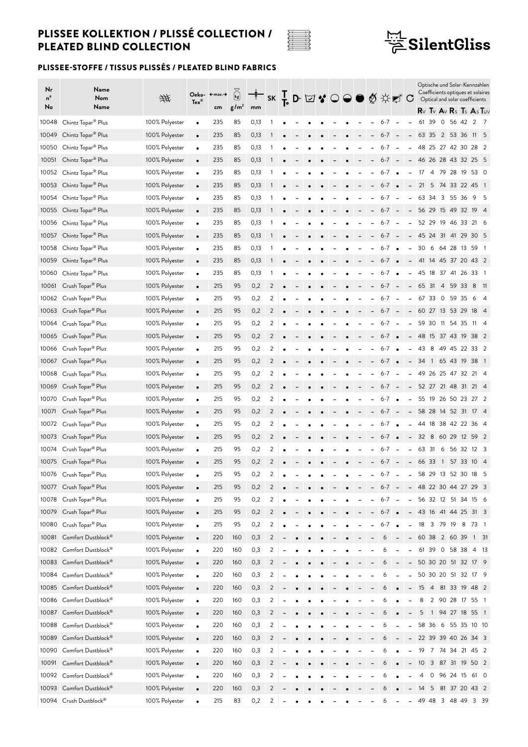# PLISSEE KOLLEKTION / PLISSÉ COLLECTION / PLEATED BLIND COLLECTION

## PLISSEE-STOFFE / TISSUS PLISSÉS / PLEATED BLIND FABRICS

| Nr<br>n°<br>No | Name<br>Nom<br>Name | | Oeko-Tex® | ←max.→<br>cm | g/m² | mm | SK | T° | D· | ☑ | ❄ | ○ | ◒ | ● | Ø | ☼ | ◩ | C | Optische und Solar-Kennzahlen / Coefficients optiques et solaires / Optical and solar coefficients<br>Rv | Tv | Av | Rs | Ts | As | Tuv |
|---|---|---|---|---|---|---|---|---|---|---|---|---|---|---|---|---|---|---|---|---|---|---|---|---|---|
| 10048 | Chintz Topar® Plus | 100% Polyester | • | 235 | 85 | 0,13 | 1 | • | – | • | • | – | • | – | – | 6-7 | – | – | 61 | 39 | 0 | 56 | 42 | 2 | 7 |
| 10049 | Chintz Topar® Plus | 100% Polyester | • | 235 | 85 | 0,13 | 1 | • | – | • | • | – | • | – | – | 6-7 | – | – | 63 | 35 | 2 | 53 | 36 | 11 | 5 |
| 10050 | Chintz Topar® Plus | 100% Polyester | • | 235 | 85 | 0,13 | 1 | • | – | • | • | – | • | – | – | 6-7 | – | – | 48 | 25 | 27 | 42 | 30 | 28 | 2 |
| 10051 | Chintz Topar® Plus | 100% Polyester | • | 235 | 85 | 0,13 | 1 | • | – | • | • | – | • | – | – | 6-7 | – | – | 46 | 26 | 28 | 43 | 32 | 25 | 5 |
| 10052 | Chintz Topar® Plus | 100% Polyester | • | 235 | 85 | 0,13 | 1 | • | – | • | • | – | • | – | – | 6-7 | • | – | 17 | 4 | 79 | 28 | 19 | 53 | 0 |
| 10053 | Chintz Topar® Plus | 100% Polyester | • | 235 | 85 | 0,13 | 1 | • | – | • | • | – | • | – | – | 6-7 | • | – | 21 | 5 | 74 | 33 | 22 | 45 | 1 |
| 10054 | Chintz Topar® Plus | 100% Polyester | • | 235 | 85 | 0,13 | 1 | • | – | • | • | – | • | – | – | 6-7 | – | – | 63 | 34 | 3 | 55 | 36 | 9 | 5 |
| 10055 | Chintz Topar® Plus | 100% Polyester | • | 235 | 85 | 0,13 | 1 | • | – | • | • | – | • | – | – | 6-7 | – | – | 56 | 29 | 15 | 49 | 32 | 19 | 4 |
| 10056 | Chintz Topar® Plus | 100% Polyester | • | 235 | 85 | 0,13 | 1 | • | – | • | • | – | • | – | – | 6-7 | – | – | 52 | 29 | 19 | 46 | 33 | 21 | 6 |
| 10057 | Chintz Topar® Plus | 100% Polyester | • | 235 | 85 | 0,13 | 1 | • | – | • | • | – | • | – | – | 6-7 | – | – | 45 | 24 | 31 | 41 | 29 | 30 | 5 |
| 10058 | Chintz Topar® Plus | 100% Polyester | • | 235 | 85 | 0,13 | 1 | • | – | • | • | – | • | – | – | 6-7 | • | – | 30 | 6 | 64 | 28 | 13 | 59 | 1 |
| 10059 | Chintz Topar® Plus | 100% Polyester | • | 235 | 85 | 0,13 | 1 | • | – | • | • | – | • | – | – | 6-7 | • | – | 41 | 14 | 45 | 37 | 20 | 43 | 2 |
| 10060 | Chintz Topar® Plus | 100% Polyester | • | 235 | 85 | 0,13 | 1 | • | – | • | • | – | • | – | – | 6-7 | • | – | 45 | 18 | 37 | 41 | 26 | 33 | 1 |
| 10061 | Crush Topar® Plus | 100% Polyester | • | 215 | 95 | 0,2 | 2 | • | – | • | • | – | • | – | – | 6-7 | – | – | 65 | 31 | 4 | 59 | 33 | 8 | 11 |
| 10062 | Crush Topar® Plus | 100% Polyester | • | 215 | 95 | 0,2 | 2 | • | – | • | • | – | • | – | – | 6-7 | – | – | 67 | 33 | 0 | 59 | 35 | 6 | 4 |
| 10063 | Crush Topar® Plus | 100% Polyester | • | 215 | 95 | 0,2 | 2 | • | – | • | • | – | • | – | – | 6-7 | – | – | 60 | 27 | 13 | 53 | 29 | 18 | 4 |
| 10064 | Crush Topar® Plus | 100% Polyester | • | 215 | 95 | 0,2 | 2 | • | – | • | • | – | • | – | – | 6-7 | – | – | 59 | 30 | 11 | 54 | 35 | 11 | 4 |
| 10065 | Crush Topar® Plus | 100% Polyester | • | 215 | 95 | 0,2 | 2 | • | – | • | • | – | • | – | – | 6-7 | • | – | 48 | 15 | 37 | 43 | 19 | 38 | 2 |
| 10066 | Crush Topar® Plus | 100% Polyester | • | 215 | 95 | 0,2 | 2 | • | – | • | • | – | • | – | – | 6-7 | • | – | 43 | 8 | 49 | 45 | 22 | 33 | 2 |
| 10067 | Crush Topar® Plus | 100% Polyester | • | 215 | 95 | 0,2 | 2 | • | – | • | • | – | • | – | – | 6-7 | • | – | 34 | 1 | 65 | 43 | 19 | 38 | 1 |
| 10068 | Crush Topar® Plus | 100% Polyester | • | 215 | 95 | 0,2 | 2 | • | – | • | • | – | • | – | – | 6-7 | – | – | 49 | 26 | 25 | 47 | 32 | 21 | 4 |
| 10069 | Crush Topar® Plus | 100% Polyester | • | 215 | 95 | 0,2 | 2 | • | – | • | • | – | • | – | – | 6-7 | – | – | 52 | 27 | 21 | 48 | 31 | 21 | 4 |
| 10070 | Crush Topar® Plus | 100% Polyester | • | 215 | 95 | 0,2 | 2 | • | – | • | • | – | • | – | – | 6-7 | • | – | 55 | 19 | 26 | 50 | 23 | 27 | 2 |
| 10071 | Crush Topar® Plus | 100% Polyester | • | 215 | 95 | 0,2 | 2 | • | – | • | • | – | • | – | – | 6-7 | – | – | 58 | 28 | 14 | 52 | 31 | 17 | 4 |
| 10072 | Crush Topar® Plus | 100% Polyester | • | 215 | 95 | 0,2 | 2 | • | – | • | • | – | • | – | – | 6-7 | • | – | 44 | 18 | 38 | 42 | 22 | 36 | 4 |
| 10073 | Crush Topar® Plus | 100% Polyester | • | 215 | 95 | 0,2 | 2 | • | – | • | • | – | • | – | – | 6-7 | • | – | 32 | 8 | 60 | 29 | 12 | 59 | 2 |
| 10074 | Crush Topar® Plus | 100% Polyester | • | 215 | 95 | 0,2 | 2 | • | – | • | • | – | • | – | – | 6-7 | – | – | 63 | 31 | 6 | 56 | 32 | 12 | 3 |
| 10075 | Crush Topar® Plus | 100% Polyester | • | 215 | 95 | 0,2 | 2 | • | – | • | • | – | • | – | – | 6-7 | – | – | 66 | 33 | 1 | 57 | 33 | 10 | 4 |
| 10076 | Crush Topar® Plus | 100% Polyester | • | 215 | 95 | 0,2 | 2 | • | – | • | • | – | • | – | – | 6-7 | – | – | 58 | 29 | 13 | 52 | 30 | 18 | 5 |
| 10077 | Crush Topar® Plus | 100% Polyester | • | 215 | 95 | 0,2 | 2 | • | – | • | • | – | • | – | – | 6-7 | – | – | 48 | 22 | 30 | 44 | 27 | 29 | 3 |
| 10078 | Crush Topar® Plus | 100% Polyester | • | 215 | 95 | 0,2 | 2 | • | – | • | • | – | • | – | – | 6-7 | – | – | 56 | 32 | 12 | 51 | 34 | 15 | 6 |
| 10079 | Crush Topar® Plus | 100% Polyester | • | 215 | 95 | 0,2 | 2 | • | – | • | • | – | • | – | – | 6-7 | • | – | 43 | 16 | 41 | 44 | 25 | 31 | 3 |
| 10080 | Crush Topar® Plus | 100% Polyester | • | 215 | 95 | 0,2 | 2 | • | – | • | • | – | • | – | – | 6-7 | • | – | 18 | 3 | 79 | 19 | 8 | 73 | 1 |
| 10081 | Comfort Dustblock® | 100% Polyester | • | 220 | 160 | 0,3 | 2 | – | • | • | • | – | • | – | – | 6 | – | – | 60 | 38 | 2 | 60 | 39 | 1 | 31 |
| 10082 | Comfort Dustblock® | 100% Polyester | • | 220 | 160 | 0,3 | 2 | – | • | • | • | – | • | – | – | 6 | – | – | 61 | 39 | 0 | 58 | 38 | 4 | 13 |
| 10083 | Comfort Dustblock® | 100% Polyester | • | 220 | 160 | 0,3 | 2 | – | • | • | • | – | • | – | – | 6 | – | – | 50 | 30 | 20 | 51 | 32 | 17 | 9 |
| 10084 | Comfort Dustblock® | 100% Polyester | • | 220 | 160 | 0,3 | 2 | – | • | • | • | – | • | – | – | 6 | – | – | 50 | 30 | 20 | 51 | 32 | 17 | 9 |
| 10085 | Comfort Dustblock® | 100% Polyester | • | 220 | 160 | 0,3 | 2 | – | • | • | • | – | • | – | – | 6 | • | – | 15 | 4 | 81 | 33 | 19 | 48 | 2 |
| 10086 | Comfort Dustblock® | 100% Polyester | • | 220 | 160 | 0,3 | 2 | – | • | • | • | – | • | – | – | 6 | • | – | 8 | 2 | 90 | 28 | 17 | 55 | 1 |
| 10087 | Comfort Dustblock® | 100% Polyester | • | 220 | 160 | 0,3 | 2 | – | • | • | • | – | • | – | – | 6 | • | – | 5 | 1 | 94 | 27 | 18 | 55 | 1 |
| 10088 | Comfort Dustblock® | 100% Polyester | • | 220 | 160 | 0,3 | 2 | – | • | • | • | – | • | – | – | 6 | – | – | 58 | 36 | 6 | 55 | 35 | 10 | 10 |
| 10089 | Comfort Dustblock® | 100% Polyester | • | 220 | 160 | 0,3 | 2 | – | • | • | • | – | • | – | – | 6 | – | – | 22 | 39 | 39 | 40 | 26 | 34 | 3 |
| 10090 | Comfort Dustblock® | 100% Polyester | • | 220 | 160 | 0,3 | 2 | – | • | • | • | – | • | – | – | 6 | • | – | 19 | 7 | 74 | 34 | 21 | 45 | 2 |
| 10091 | Comfort Dustblock® | 100% Polyester | • | 220 | 160 | 0,3 | 2 | – | • | • | • | – | • | – | – | 6 | • | – | 10 | 3 | 87 | 31 | 19 | 50 | 2 |
| 10092 | Comfort Dustblock® | 100% Polyester | • | 220 | 160 | 0,3 | 2 | – | • | • | • | – | • | – | – | 6 | • | – | 4 | 0 | 96 | 24 | 15 | 61 | 0 |
| 10093 | Comfort Dustblock® | 100% Polyester | • | 220 | 160 | 0,3 | 2 | – | • | • | • | – | • | – | – | 6 | • | – | 14 | 5 | 81 | 37 | 20 | 43 | 2 |
| 10094 | Crush Dustblock® | 100% Polyester | • | 215 | 83 | 0,2 | 2 | – | • | • | • | – | • | – | – | 6 | – | – | 49 | 48 | 3 | 48 | 49 | 3 | 39 |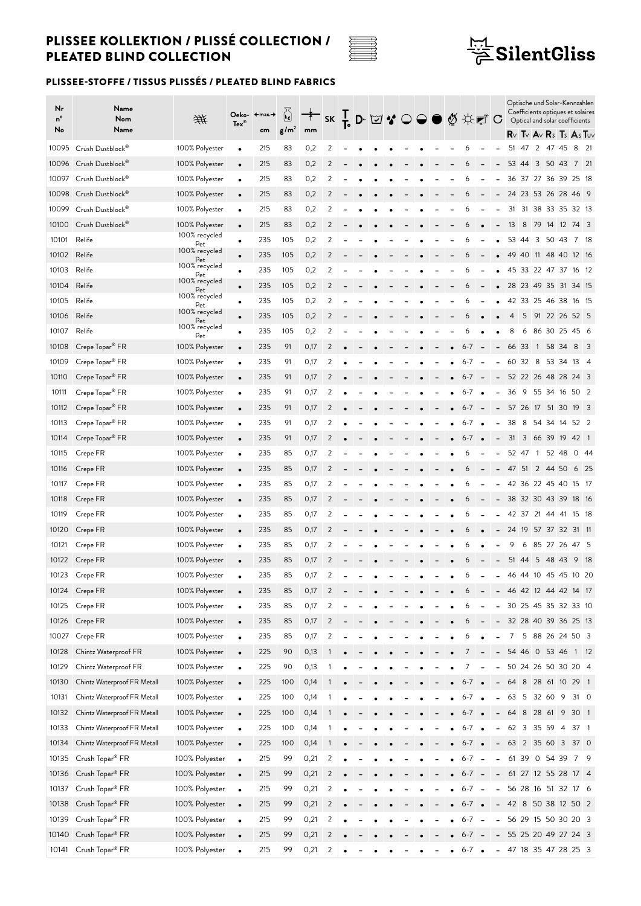# PLISSEE KOLLEKTION / PLISSÉ COLLECTION / PLEATED BLIND COLLECTION

## PLISSEE-STOFFE / TISSUS PLISSÉS / PLEATED BLIND FABRICS

| Nr<br>n°<br>No | Name<br>Nom<br>Name | | Oeko-Tex® | ←max.→<br>cm | g/m² | mm | SK | T | D | | | ○ | ◒ | ● | | | | C | Optische und Solar-Kennzahlen<br>Coefficients optiques et solaires<br>Optical and solar coefficients | | | | | | |
|---|---|---|---|---|---|---|---|---|---|---|---|---|---|---|---|---|---|---|---|---|---|---|---|---|---|
| | | | | | | | | | | | | | | | | | | | Rv | Tv | Av | Rs | Ts | As | Tuv |
| 10095 | Crush Dustblock® | 100% Polyester | • | 215 | 83 | 0,2 | 2 | – | • | • | • | – | • | – | – | 6 | – | – | 51 | 47 | 2 | 47 | 45 | 8 | 21 |
| 10096 | Crush Dustblock® | 100% Polyester | • | 215 | 83 | 0,2 | 2 | – | • | • | • | – | • | – | – | 6 | – | – | 53 | 44 | 3 | 50 | 43 | 7 | 21 |
| 10097 | Crush Dustblock® | 100% Polyester | • | 215 | 83 | 0,2 | 2 | – | • | • | • | – | • | – | – | 6 | – | – | 36 | 37 | 27 | 36 | 39 | 25 | 18 |
| 10098 | Crush Dustblock® | 100% Polyester | • | 215 | 83 | 0,2 | 2 | – | • | • | • | – | • | – | – | 6 | – | – | 24 | 23 | 53 | 26 | 28 | 46 | 9 |
| 10099 | Crush Dustblock® | 100% Polyester | • | 215 | 83 | 0,2 | 2 | – | • | • | • | – | • | – | – | 6 | – | – | 31 | 31 | 38 | 33 | 35 | 32 | 13 |
| 10100 | Crush Dustblock® | 100% Polyester | • | 215 | 83 | 0,2 | 2 | – | • | • | • | – | • | – | – | 6 | • | – | 13 | 8 | 79 | 14 | 12 | 74 | 3 |
| 10101 | Relife | 100% recycled Pet | • | 235 | 105 | 0,2 | 2 | – | – | • | – | – | • | – | – | 6 | – | • | 53 | 44 | 3 | 50 | 43 | 7 | 18 |
| 10102 | Relife | 100% recycled Pet | • | 235 | 105 | 0,2 | 2 | – | – | • | – | – | • | – | – | 6 | – | • | 49 | 40 | 11 | 48 | 40 | 12 | 16 |
| 10103 | Relife | 100% recycled Pet | • | 235 | 105 | 0,2 | 2 | – | – | • | – | – | • | – | – | 6 | – | • | 45 | 33 | 22 | 47 | 37 | 16 | 12 |
| 10104 | Relife | 100% recycled Pet | • | 235 | 105 | 0,2 | 2 | – | – | • | – | – | • | – | – | 6 | – | • | 28 | 23 | 49 | 35 | 31 | 34 | 15 |
| 10105 | Relife | 100% recycled Pet | • | 235 | 105 | 0,2 | 2 | – | – | • | – | – | • | – | – | 6 | – | • | 42 | 33 | 25 | 46 | 38 | 16 | 15 |
| 10106 | Relife | 100% recycled Pet | • | 235 | 105 | 0,2 | 2 | – | – | • | – | – | • | – | – | 6 | • | • | 4 | 5 | 91 | 22 | 26 | 52 | 5 |
| 10107 | Relife | 100% recycled Pet | • | 235 | 105 | 0,2 | 2 | – | – | • | – | – | • | – | – | 6 | • | • | 8 | 6 | 86 | 30 | 25 | 45 | 6 |
| 10108 | Crepe Topar® FR | 100% Polyester | • | 235 | 91 | 0,17 | 2 | • | – | • | – | – | • | – | • | 6-7 | – | – | 66 | 33 | 1 | 58 | 34 | 8 | 3 |
| 10109 | Crepe Topar® FR | 100% Polyester | • | 235 | 91 | 0,17 | 2 | • | – | • | – | – | • | – | • | 6-7 | – | – | 60 | 32 | 8 | 53 | 34 | 13 | 4 |
| 10110 | Crepe Topar® FR | 100% Polyester | • | 235 | 91 | 0,17 | 2 | • | – | • | – | – | • | – | • | 6-7 | – | – | 52 | 22 | 26 | 48 | 28 | 24 | 3 |
| 10111 | Crepe Topar® FR | 100% Polyester | • | 235 | 91 | 0,17 | 2 | • | – | • | – | – | • | – | • | 6-7 | • | – | 36 | 9 | 55 | 34 | 16 | 50 | 2 |
| 10112 | Crepe Topar® FR | 100% Polyester | • | 235 | 91 | 0,17 | 2 | • | – | • | – | – | • | – | • | 6-7 | – | – | 57 | 26 | 17 | 51 | 30 | 19 | 3 |
| 10113 | Crepe Topar® FR | 100% Polyester | • | 235 | 91 | 0,17 | 2 | • | – | • | – | – | • | – | • | 6-7 | • | – | 38 | 8 | 54 | 34 | 14 | 52 | 2 |
| 10114 | Crepe Topar® FR | 100% Polyester | • | 235 | 91 | 0,17 | 2 | • | – | • | – | – | • | – | • | 6-7 | • | – | 31 | 3 | 66 | 39 | 19 | 42 | 1 |
| 10115 | Crepe FR | 100% Polyester | • | 235 | 85 | 0,17 | 2 | – | – | • | – | – | • | – | • | 6 | – | – | 52 | 47 | 1 | 52 | 48 | 0 | 44 |
| 10116 | Crepe FR | 100% Polyester | • | 235 | 85 | 0,17 | 2 | – | – | • | – | – | • | – | • | 6 | – | – | 47 | 51 | 2 | 44 | 50 | 6 | 25 |
| 10117 | Crepe FR | 100% Polyester | • | 235 | 85 | 0,17 | 2 | – | – | • | – | – | • | – | • | 6 | – | – | 42 | 36 | 22 | 45 | 40 | 15 | 17 |
| 10118 | Crepe FR | 100% Polyester | • | 235 | 85 | 0,17 | 2 | – | – | • | – | – | • | – | • | 6 | – | – | 38 | 32 | 30 | 43 | 39 | 18 | 16 |
| 10119 | Crepe FR | 100% Polyester | • | 235 | 85 | 0,17 | 2 | – | – | • | – | – | • | – | • | 6 | – | – | 42 | 37 | 21 | 44 | 41 | 15 | 18 |
| 10120 | Crepe FR | 100% Polyester | • | 235 | 85 | 0,17 | 2 | – | – | • | – | – | • | – | • | 6 | • | – | 24 | 19 | 57 | 37 | 32 | 31 | 11 |
| 10121 | Crepe FR | 100% Polyester | • | 235 | 85 | 0,17 | 2 | – | – | • | – | – | • | – | • | 6 | • | – | 9 | 6 | 85 | 27 | 26 | 47 | 5 |
| 10122 | Crepe FR | 100% Polyester | • | 235 | 85 | 0,17 | 2 | – | – | • | – | – | • | – | • | 6 | – | – | 51 | 44 | 5 | 48 | 43 | 9 | 18 |
| 10123 | Crepe FR | 100% Polyester | • | 235 | 85 | 0,17 | 2 | – | – | • | – | – | • | – | • | 6 | – | – | 46 | 44 | 10 | 45 | 45 | 10 | 20 |
| 10124 | Crepe FR | 100% Polyester | • | 235 | 85 | 0,17 | 2 | – | – | • | – | – | • | – | • | 6 | – | – | 46 | 42 | 12 | 44 | 42 | 14 | 17 |
| 10125 | Crepe FR | 100% Polyester | • | 235 | 85 | 0,17 | 2 | – | – | • | – | – | • | – | • | 6 | – | – | 30 | 25 | 45 | 35 | 32 | 33 | 10 |
| 10126 | Crepe FR | 100% Polyester | • | 235 | 85 | 0,17 | 2 | – | – | • | – | – | • | – | • | 6 | – | – | 32 | 28 | 40 | 39 | 36 | 25 | 13 |
| 10027 | Crepe FR | 100% Polyester | • | 235 | 85 | 0,17 | 2 | – | – | • | – | – | • | – | • | 6 | • | – | 7 | 5 | 88 | 26 | 24 | 50 | 3 |
| 10128 | Chintz Waterproof FR | 100% Polyester | • | 225 | 90 | 0,13 | 1 | • | – | • | • | – | • | – | • | 7 | – | – | 54 | 46 | 0 | 53 | 46 | 1 | 12 |
| 10129 | Chintz Waterproof FR | 100% Polyester | • | 225 | 90 | 0,13 | 1 | • | – | • | • | – | • | – | • | 7 | – | – | 50 | 24 | 26 | 50 | 30 | 20 | 4 |
| 10130 | Chintz Waterproof FR Metall | 100% Polyester | • | 225 | 100 | 0,14 | 1 | • | – | • | • | – | • | – | • | 6-7 | • | – | 64 | 8 | 28 | 61 | 10 | 29 | 1 |
| 10131 | Chintz Waterproof FR Metall | 100% Polyester | • | 225 | 100 | 0,14 | 1 | • | – | • | • | – | • | – | • | 6-7 | • | – | 63 | 5 | 32 | 60 | 9 | 31 | 0 |
| 10132 | Chintz Waterproof FR Metall | 100% Polyester | • | 225 | 100 | 0,14 | 1 | • | – | • | • | – | • | – | • | 6-7 | • | – | 64 | 8 | 28 | 61 | 9 | 30 | 1 |
| 10133 | Chintz Waterproof FR Metall | 100% Polyester | • | 225 | 100 | 0,14 | 1 | • | – | • | • | – | • | – | • | 6-7 | • | – | 62 | 3 | 35 | 59 | 4 | 37 | 1 |
| 10134 | Chintz Waterproof FR Metall | 100% Polyester | • | 225 | 100 | 0,14 | 1 | • | – | • | • | – | • | – | • | 6-7 | • | – | 63 | 2 | 35 | 60 | 3 | 37 | 0 |
| 10135 | Crush Topar® FR | 100% Polyester | • | 215 | 99 | 0,21 | 2 | • | – | • | • | – | • | – | • | 6-7 | – | – | 61 | 39 | 0 | 54 | 39 | 7 | 9 |
| 10136 | Crush Topar® FR | 100% Polyester | • | 215 | 99 | 0,21 | 2 | • | – | • | • | – | • | – | • | 6-7 | – | – | 61 | 27 | 12 | 55 | 28 | 17 | 4 |
| 10137 | Crush Topar® FR | 100% Polyester | • | 215 | 99 | 0,21 | 2 | • | – | • | • | – | • | – | • | 6-7 | – | – | 56 | 28 | 16 | 51 | 32 | 17 | 6 |
| 10138 | Crush Topar® FR | 100% Polyester | • | 215 | 99 | 0,21 | 2 | • | – | • | • | – | • | – | • | 6-7 | • | – | 42 | 8 | 50 | 38 | 12 | 50 | 2 |
| 10139 | Crush Topar® FR | 100% Polyester | • | 215 | 99 | 0,21 | 2 | • | – | • | • | – | • | – | • | 6-7 | – | – | 56 | 29 | 15 | 50 | 30 | 20 | 3 |
| 10140 | Crush Topar® FR | 100% Polyester | • | 215 | 99 | 0,21 | 2 | • | – | • | • | – | • | – | • | 6-7 | – | – | 55 | 25 | 20 | 49 | 27 | 24 | 3 |
| 10141 | Crush Topar® FR | 100% Polyester | • | 215 | 99 | 0,21 | 2 | • | – | • | • | – | • | – | • | 6-7 | • | – | 47 | 18 | 35 | 47 | 28 | 25 | 3 |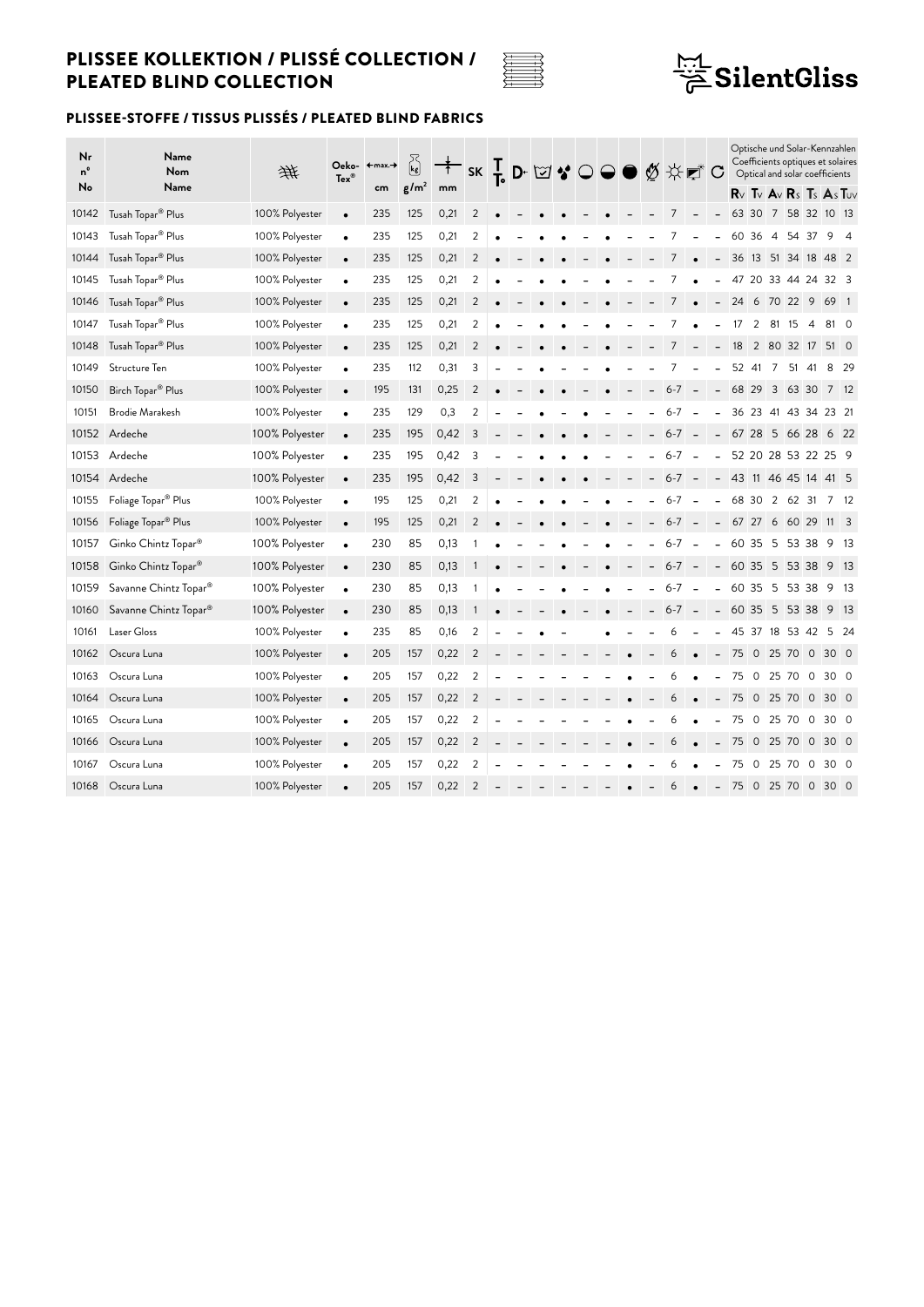# PLISSEE KOLLEKTION / PLISSÉ COLLECTION / PLEATED BLIND COLLECTION

## PLISSEE-STOFFE / TISSUS PLISSÉS / PLEATED BLIND FABRICS

| Nr n° No | Name Nom Name | Material | Oeko-Tex® | ←max.→ cm | g/m² | mm | SK | T | D | ☑ | 💧 | ○ | ◐ | ● | Ø | ☼ | ◪ | C | Optische und Solar-Kennzahlen / Coefficients optiques et solaires / Optical and solar coefficients | | | | | | |
|---|---|---|---|---|---|---|---|---|---|---|---|---|---|---|---|---|---|---|---|---|---|---|---|---|---|
| | | | | | | | | | | | | | | | | | | | Rv | Tv | Av | Rs | Ts | As | Tuv |
| 10142 | Tusah Topar® Plus | 100% Polyester | • | 235 | 125 | 0,21 | 2 | • | – | • | • | – | • | – | – | 7 | – | – | 63 | 30 | 7 | 58 | 32 | 10 | 13 |
| 10143 | Tusah Topar® Plus | 100% Polyester | • | 235 | 125 | 0,21 | 2 | • | – | • | • | – | • | – | – | 7 | – | – | 60 | 36 | 4 | 54 | 37 | 9 | 4 |
| 10144 | Tusah Topar® Plus | 100% Polyester | • | 235 | 125 | 0,21 | 2 | • | – | • | • | – | • | – | – | 7 | • | – | 36 | 13 | 51 | 34 | 18 | 48 | 2 |
| 10145 | Tusah Topar® Plus | 100% Polyester | • | 235 | 125 | 0,21 | 2 | • | – | • | • | – | • | – | – | 7 | • | – | 47 | 20 | 33 | 44 | 24 | 32 | 3 |
| 10146 | Tusah Topar® Plus | 100% Polyester | • | 235 | 125 | 0,21 | 2 | • | – | • | • | – | • | – | – | 7 | • | – | 24 | 6 | 70 | 22 | 9 | 69 | 1 |
| 10147 | Tusah Topar® Plus | 100% Polyester | • | 235 | 125 | 0,21 | 2 | • | – | • | • | – | • | – | – | 7 | • | – | 17 | 2 | 81 | 15 | 4 | 81 | 0 |
| 10148 | Tusah Topar® Plus | 100% Polyester | • | 235 | 125 | 0,21 | 2 | • | – | • | • | – | • | – | – | 7 | – | – | 18 | 2 | 80 | 32 | 17 | 51 | 0 |
| 10149 | Structure Ten | 100% Polyester | • | 235 | 112 | 0,31 | 3 | – | – | • | – | – | • | – | – | 7 | – | – | 52 | 41 | 7 | 51 | 41 | 8 | 29 |
| 10150 | Birch Topar® Plus | 100% Polyester | • | 195 | 131 | 0,25 | 2 | • | – | • | • | – | • | – | – | 6-7 | – | – | 68 | 29 | 3 | 63 | 30 | 7 | 12 |
| 10151 | Brodie Marakesh | 100% Polyester | • | 235 | 129 | 0,3 | 2 | – | – | • | – | • | – | – | – | 6-7 | – | – | 36 | 23 | 41 | 43 | 34 | 23 | 21 |
| 10152 | Ardeche | 100% Polyester | • | 235 | 195 | 0,42 | 3 | – | – | • | • | • | – | – | – | 6-7 | – | – | 67 | 28 | 5 | 66 | 28 | 6 | 22 |
| 10153 | Ardeche | 100% Polyester | • | 235 | 195 | 0,42 | 3 | – | – | • | • | • | – | – | – | 6-7 | – | – | 52 | 20 | 28 | 53 | 22 | 25 | 9 |
| 10154 | Ardeche | 100% Polyester | • | 235 | 195 | 0,42 | 3 | – | – | • | • | • | – | – | – | 6-7 | – | – | 43 | 11 | 46 | 45 | 14 | 41 | 5 |
| 10155 | Foliage Topar® Plus | 100% Polyester | • | 195 | 125 | 0,21 | 2 | • | – | • | • | – | • | – | – | 6-7 | – | – | 68 | 30 | 2 | 62 | 31 | 7 | 12 |
| 10156 | Foliage Topar® Plus | 100% Polyester | • | 195 | 125 | 0,21 | 2 | • | – | • | • | – | • | – | – | 6-7 | – | – | 67 | 27 | 6 | 60 | 29 | 11 | 3 |
| 10157 | Ginko Chintz Topar® | 100% Polyester | • | 230 | 85 | 0,13 | 1 | • | – | – | • | – | • | – | – | 6-7 | – | – | 60 | 35 | 5 | 53 | 38 | 9 | 13 |
| 10158 | Ginko Chintz Topar® | 100% Polyester | • | 230 | 85 | 0,13 | 1 | • | – | – | • | – | • | – | – | 6-7 | – | – | 60 | 35 | 5 | 53 | 38 | 9 | 13 |
| 10159 | Savanne Chintz Topar® | 100% Polyester | • | 230 | 85 | 0,13 | 1 | • | – | – | • | – | • | – | – | 6-7 | – | – | 60 | 35 | 5 | 53 | 38 | 9 | 13 |
| 10160 | Savanne Chintz Topar® | 100% Polyester | • | 230 | 85 | 0,13 | 1 | • | – | – | • | – | • | – | – | 6-7 | – | – | 60 | 35 | 5 | 53 | 38 | 9 | 13 |
| 10161 | Laser Gloss | 100% Polyester | • | 235 | 85 | 0,16 | 2 | – | – | • | – | | • | – | – | 6 | – | – | 45 | 37 | 18 | 53 | 42 | 5 | 24 |
| 10162 | Oscura Luna | 100% Polyester | • | 205 | 157 | 0,22 | 2 | – | – | – | – | – | – | • | – | 6 | • | – | 75 | 0 | 25 | 70 | 0 | 30 | 0 |
| 10163 | Oscura Luna | 100% Polyester | • | 205 | 157 | 0,22 | 2 | – | – | – | – | – | – | • | – | 6 | • | – | 75 | 0 | 25 | 70 | 0 | 30 | 0 |
| 10164 | Oscura Luna | 100% Polyester | • | 205 | 157 | 0,22 | 2 | – | – | – | – | – | – | • | – | 6 | • | – | 75 | 0 | 25 | 70 | 0 | 30 | 0 |
| 10165 | Oscura Luna | 100% Polyester | • | 205 | 157 | 0,22 | 2 | – | – | – | – | – | – | • | – | 6 | • | – | 75 | 0 | 25 | 70 | 0 | 30 | 0 |
| 10166 | Oscura Luna | 100% Polyester | • | 205 | 157 | 0,22 | 2 | – | – | – | – | – | – | • | – | 6 | • | – | 75 | 0 | 25 | 70 | 0 | 30 | 0 |
| 10167 | Oscura Luna | 100% Polyester | • | 205 | 157 | 0,22 | 2 | – | – | – | – | – | – | • | – | 6 | • | – | 75 | 0 | 25 | 70 | 0 | 30 | 0 |
| 10168 | Oscura Luna | 100% Polyester | • | 205 | 157 | 0,22 | 2 | – | – | – | – | – | – | • | – | 6 | • | – | 75 | 0 | 25 | 70 | 0 | 30 | 0 |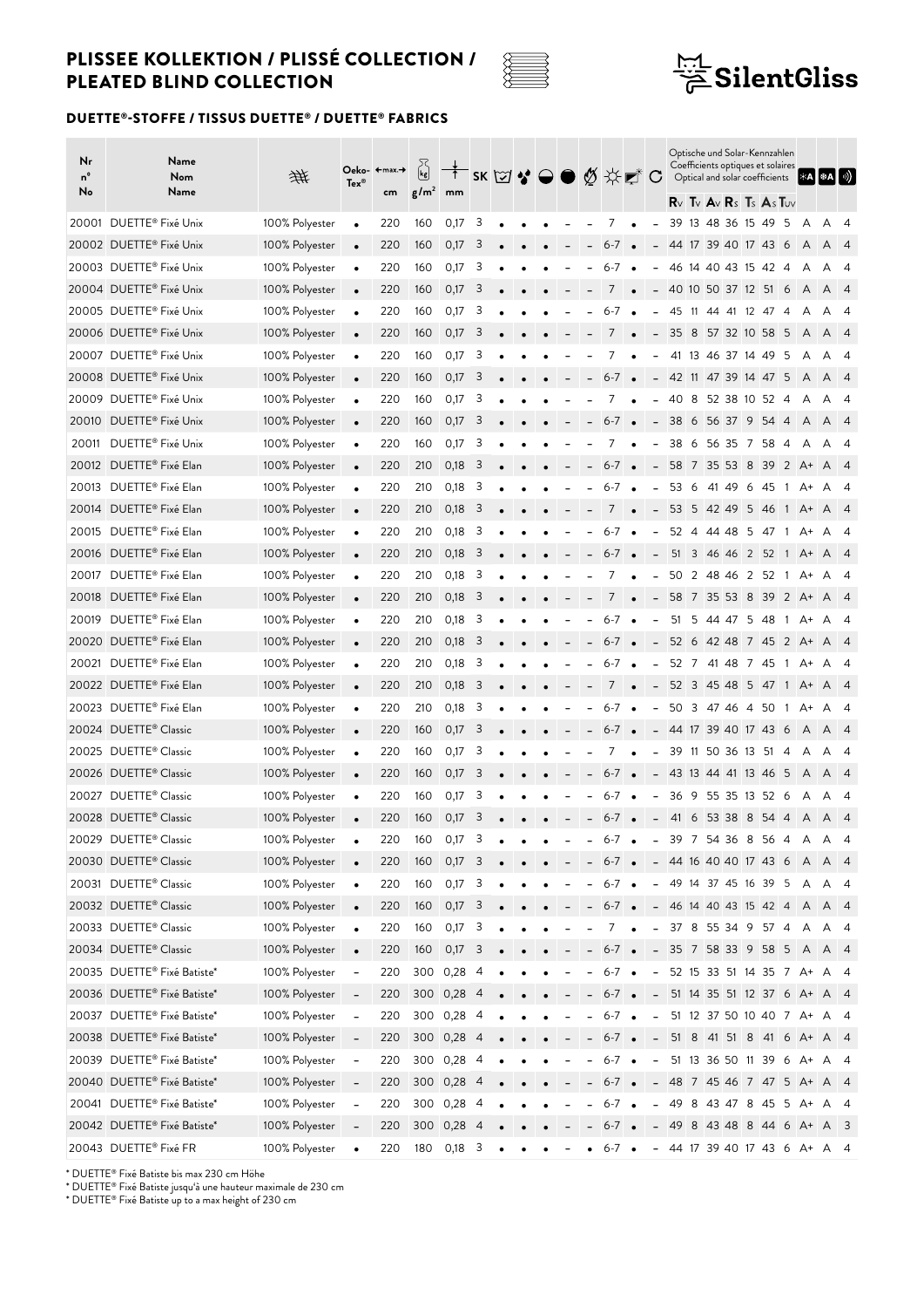# PLISSEE KOLLEKTION / PLISSÉ COLLECTION / PLEATED BLIND COLLECTION

## DUETTE®-STOFFE / TISSUS DUETTE® / DUETTE® FABRICS

| Nr<br>n°<br>No | Name<br>Nom<br>Name | Material | Oeko-Tex® | ←max.→ cm | g/m² | mm | SK | | | | | | | | | | Optische und Solar-Kennzahlen / Coefficients optiques et solaires / Optical and solar coefficients Rv | Tv | Av | Rs | Ts | As | Tuv | | | |
|---|---|---|---|---|---|---|---|---|---|---|---|---|---|---|---|---|---|---|---|---|---|---|---|---|---|---|
| 20001 | DUETTE® Fixé Unix | 100% Polyester | • | 220 | 160 | 0,17 | 3 | • | • | • | – | – | 7 | • | – | 39 | 13 | 48 | 36 | 15 | 49 | 5 | A | A | 4 |
| 20002 | DUETTE® Fixé Unix | 100% Polyester | • | 220 | 160 | 0,17 | 3 | • | • | • | – | – | 6-7 | • | – | 44 | 17 | 39 | 40 | 17 | 43 | 6 | A | A | 4 |
| 20003 | DUETTE® Fixé Unix | 100% Polyester | • | 220 | 160 | 0,17 | 3 | • | • | • | – | – | 6-7 | • | – | 46 | 14 | 40 | 43 | 15 | 42 | 4 | A | A | 4 |
| 20004 | DUETTE® Fixé Unix | 100% Polyester | • | 220 | 160 | 0,17 | 3 | • | • | • | – | – | 7 | • | – | 40 | 10 | 50 | 37 | 12 | 51 | 6 | A | A | 4 |
| 20005 | DUETTE® Fixé Unix | 100% Polyester | • | 220 | 160 | 0,17 | 3 | • | • | • | – | – | 6-7 | • | – | 45 | 11 | 44 | 41 | 12 | 47 | 4 | A | A | 4 |
| 20006 | DUETTE® Fixé Unix | 100% Polyester | • | 220 | 160 | 0,17 | 3 | • | • | • | – | – | 7 | • | – | 35 | 8 | 57 | 32 | 10 | 58 | 5 | A | A | 4 |
| 20007 | DUETTE® Fixé Unix | 100% Polyester | • | 220 | 160 | 0,17 | 3 | • | • | • | – | – | 7 | • | – | 41 | 13 | 46 | 37 | 14 | 49 | 5 | A | A | 4 |
| 20008 | DUETTE® Fixé Unix | 100% Polyester | • | 220 | 160 | 0,17 | 3 | • | • | • | – | – | 6-7 | • | – | 42 | 11 | 47 | 39 | 14 | 47 | 5 | A | A | 4 |
| 20009 | DUETTE® Fixé Unix | 100% Polyester | • | 220 | 160 | 0,17 | 3 | • | • | • | – | – | 7 | • | – | 40 | 8 | 52 | 38 | 10 | 52 | 4 | A | A | 4 |
| 20010 | DUETTE® Fixé Unix | 100% Polyester | • | 220 | 160 | 0,17 | 3 | • | • | • | – | – | 6-7 | • | – | 38 | 6 | 56 | 37 | 9 | 54 | 4 | A | A | 4 |
| 20011 | DUETTE® Fixé Unix | 100% Polyester | • | 220 | 160 | 0,17 | 3 | • | • | • | – | – | 7 | • | – | 38 | 6 | 56 | 35 | 7 | 58 | 4 | A | A | 4 |
| 20012 | DUETTE® Fixé Elan | 100% Polyester | • | 220 | 210 | 0,18 | 3 | • | • | • | – | – | 6-7 | • | – | 58 | 7 | 35 | 53 | 8 | 39 | 2 | A+ | A | 4 |
| 20013 | DUETTE® Fixé Elan | 100% Polyester | • | 220 | 210 | 0,18 | 3 | • | • | • | – | – | 6-7 | • | – | 53 | 6 | 41 | 49 | 6 | 45 | 1 | A+ | A | 4 |
| 20014 | DUETTE® Fixé Elan | 100% Polyester | • | 220 | 210 | 0,18 | 3 | • | • | • | – | – | 7 | • | – | 53 | 5 | 42 | 49 | 5 | 46 | 1 | A+ | A | 4 |
| 20015 | DUETTE® Fixé Elan | 100% Polyester | • | 220 | 210 | 0,18 | 3 | • | • | • | – | – | 6-7 | • | – | 52 | 4 | 44 | 48 | 5 | 47 | 1 | A+ | A | 4 |
| 20016 | DUETTE® Fixé Elan | 100% Polyester | • | 220 | 210 | 0,18 | 3 | • | • | • | – | – | 6-7 | • | – | 51 | 3 | 46 | 46 | 2 | 52 | 1 | A+ | A | 4 |
| 20017 | DUETTE® Fixé Elan | 100% Polyester | • | 220 | 210 | 0,18 | 3 | • | • | • | – | – | 7 | • | – | 50 | 2 | 48 | 46 | 2 | 52 | 1 | A+ | A | 4 |
| 20018 | DUETTE® Fixé Elan | 100% Polyester | • | 220 | 210 | 0,18 | 3 | • | • | • | – | – | 7 | • | – | 58 | 7 | 35 | 53 | 8 | 39 | 2 | A+ | A | 4 |
| 20019 | DUETTE® Fixé Elan | 100% Polyester | • | 220 | 210 | 0,18 | 3 | • | • | • | – | – | 6-7 | • | – | 51 | 5 | 44 | 47 | 5 | 48 | 1 | A+ | A | 4 |
| 20020 | DUETTE® Fixé Elan | 100% Polyester | • | 220 | 210 | 0,18 | 3 | • | • | • | – | – | 6-7 | • | – | 52 | 6 | 42 | 48 | 7 | 45 | 2 | A+ | A | 4 |
| 20021 | DUETTE® Fixé Elan | 100% Polyester | • | 220 | 210 | 0,18 | 3 | • | • | • | – | – | 6-7 | • | – | 52 | 7 | 41 | 48 | 7 | 45 | 1 | A+ | A | 4 |
| 20022 | DUETTE® Fixé Elan | 100% Polyester | • | 220 | 210 | 0,18 | 3 | • | • | • | – | – | 7 | • | – | 52 | 3 | 45 | 48 | 5 | 47 | 1 | A+ | A | 4 |
| 20023 | DUETTE® Fixé Elan | 100% Polyester | • | 220 | 210 | 0,18 | 3 | • | • | • | – | – | 6-7 | • | – | 50 | 3 | 47 | 46 | 4 | 50 | 1 | A+ | A | 4 |
| 20024 | DUETTE® Classic | 100% Polyester | • | 220 | 160 | 0,17 | 3 | • | • | • | – | – | 6-7 | • | – | 44 | 17 | 39 | 40 | 17 | 43 | 6 | A | A | 4 |
| 20025 | DUETTE® Classic | 100% Polyester | • | 220 | 160 | 0,17 | 3 | • | • | • | – | – | 7 | • | – | 39 | 11 | 50 | 36 | 13 | 51 | 4 | A | A | 4 |
| 20026 | DUETTE® Classic | 100% Polyester | • | 220 | 160 | 0,17 | 3 | • | • | • | – | – | 6-7 | • | – | 43 | 13 | 44 | 41 | 13 | 46 | 5 | A | A | 4 |
| 20027 | DUETTE® Classic | 100% Polyester | • | 220 | 160 | 0,17 | 3 | • | • | • | – | – | 6-7 | • | – | 36 | 9 | 55 | 35 | 13 | 52 | 6 | A | A | 4 |
| 20028 | DUETTE® Classic | 100% Polyester | • | 220 | 160 | 0,17 | 3 | • | • | • | – | – | 6-7 | • | – | 41 | 6 | 53 | 38 | 8 | 54 | 4 | A | A | 4 |
| 20029 | DUETTE® Classic | 100% Polyester | • | 220 | 160 | 0,17 | 3 | • | • | • | – | – | 6-7 | • | – | 39 | 7 | 54 | 36 | 8 | 56 | 4 | A | A | 4 |
| 20030 | DUETTE® Classic | 100% Polyester | • | 220 | 160 | 0,17 | 3 | • | • | • | – | – | 6-7 | • | – | 44 | 16 | 40 | 40 | 17 | 43 | 6 | A | A | 4 |
| 20031 | DUETTE® Classic | 100% Polyester | • | 220 | 160 | 0,17 | 3 | • | • | • | – | – | 6-7 | • | – | 49 | 14 | 37 | 45 | 16 | 39 | 5 | A | A | 4 |
| 20032 | DUETTE® Classic | 100% Polyester | • | 220 | 160 | 0,17 | 3 | • | • | • | – | – | 6-7 | • | – | 46 | 14 | 40 | 43 | 15 | 42 | 4 | A | A | 4 |
| 20033 | DUETTE® Classic | 100% Polyester | • | 220 | 160 | 0,17 | 3 | • | • | • | – | – | 7 | • | – | 37 | 8 | 55 | 34 | 9 | 57 | 4 | A | A | 4 |
| 20034 | DUETTE® Classic | 100% Polyester | • | 220 | 160 | 0,17 | 3 | • | • | • | – | – | 6-7 | • | – | 35 | 7 | 58 | 33 | 9 | 58 | 5 | A | A | 4 |
| 20035 | DUETTE® Fixé Batiste* | 100% Polyester | – | 220 | 300 | 0,28 | 4 | • | • | • | – | – | 6-7 | • | – | 52 | 15 | 33 | 51 | 14 | 35 | 7 | A+ | A | 4 |
| 20036 | DUETTE® Fixé Batiste* | 100% Polyester | – | 220 | 300 | 0,28 | 4 | • | • | • | – | – | 6-7 | • | – | 51 | 14 | 35 | 51 | 12 | 37 | 6 | A+ | A | 4 |
| 20037 | DUETTE® Fixé Batiste* | 100% Polyester | – | 220 | 300 | 0,28 | 4 | • | • | • | – | – | 6-7 | • | – | 51 | 12 | 37 | 50 | 10 | 40 | 7 | A+ | A | 4 |
| 20038 | DUETTE® Fixé Batiste* | 100% Polyester | – | 220 | 300 | 0,28 | 4 | • | • | • | – | – | 6-7 | • | – | 51 | 8 | 41 | 51 | 8 | 41 | 6 | A+ | A | 4 |
| 20039 | DUETTE® Fixé Batiste* | 100% Polyester | – | 220 | 300 | 0,28 | 4 | • | • | • | – | – | 6-7 | • | – | 51 | 13 | 36 | 50 | 11 | 39 | 6 | A+ | A | 4 |
| 20040 | DUETTE® Fixé Batiste* | 100% Polyester | – | 220 | 300 | 0,28 | 4 | • | • | • | – | – | 6-7 | • | – | 48 | 7 | 45 | 46 | 7 | 47 | 5 | A+ | A | 4 |
| 20041 | DUETTE® Fixé Batiste* | 100% Polyester | – | 220 | 300 | 0,28 | 4 | • | • | • | – | – | 6-7 | • | – | 49 | 8 | 43 | 47 | 8 | 45 | 5 | A+ | A | 4 |
| 20042 | DUETTE® Fixé Batiste* | 100% Polyester | – | 220 | 300 | 0,28 | 4 | • | • | • | – | – | 6-7 | • | – | 49 | 8 | 43 | 48 | 8 | 44 | 6 | A+ | A | 3 |
| 20043 | DUETTE® Fixé FR | 100% Polyester | • | 220 | 180 | 0,18 | 3 | • | • | • | – | • | 6-7 | • | – | 44 | 17 | 39 | 40 | 17 | 43 | 6 | A+ | A | 4 |

* DUETTE® Fixé Batiste bis max 230 cm Höhe
* DUETTE® Fixé Batiste jusqu'à une hauteur maximale de 230 cm
* DUETTE® Fixé Batiste up to a max height of 230 cm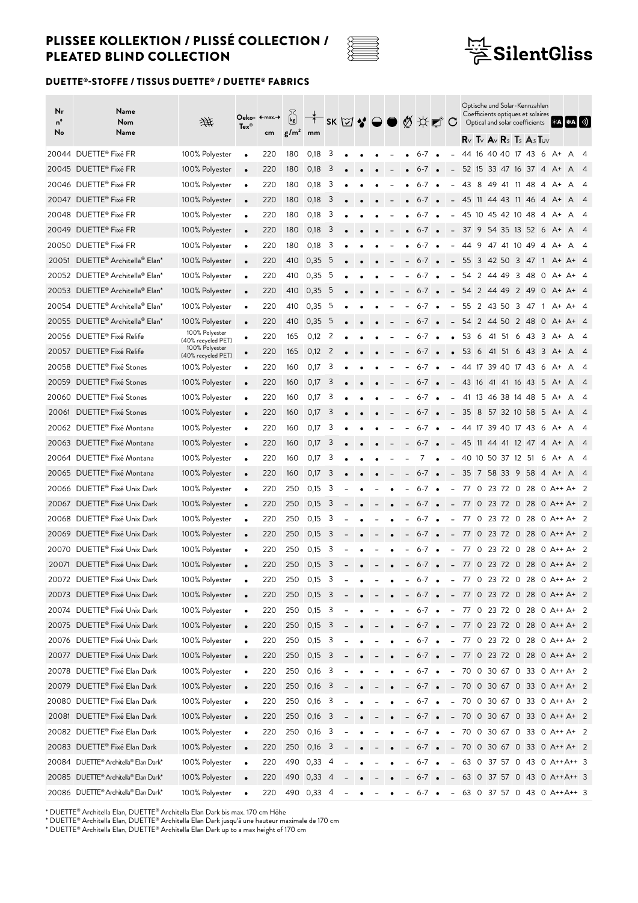# PLISSEE KOLLEKTION / PLISSÉ COLLECTION / PLEATED BLIND COLLECTION

## DUETTE®-STOFFE / TISSUS DUETTE® / DUETTE® FABRICS

| Nr n° No | Name Nom Name | | Oeko-Tex® | ←max.→ cm | g/m² | mm | SK | | | | | | | | | Rv | Tv | Av | Rs | Ts | As | Tuv | | | |
|---|---|---|---|---|---|---|---|---|---|---|---|---|---|---|---|---|---|---|---|---|---|---|---|---|---|
| 20044 | DUETTE® Fixé FR | 100% Polyester | • | 220 | 180 | 0,18 | 3 | • | • | • | – | • | 6-7 | • | – | 44 | 16 | 40 | 40 | 17 | 43 | 6 | A+ | A | 4 |
| 20045 | DUETTE® Fixé FR | 100% Polyester | • | 220 | 180 | 0,18 | 3 | • | • | • | – | • | 6-7 | • | – | 52 | 15 | 33 | 47 | 16 | 37 | 4 | A+ | A | 4 |
| 20046 | DUETTE® Fixé FR | 100% Polyester | • | 220 | 180 | 0,18 | 3 | • | • | • | – | • | 6-7 | • | – | 43 | 8 | 49 | 41 | 11 | 48 | 4 | A+ | A | 4 |
| 20047 | DUETTE® Fixé FR | 100% Polyester | • | 220 | 180 | 0,18 | 3 | • | • | • | – | • | 6-7 | • | – | 45 | 11 | 44 | 43 | 11 | 46 | 4 | A+ | A | 4 |
| 20048 | DUETTE® Fixé FR | 100% Polyester | • | 220 | 180 | 0,18 | 3 | • | • | • | – | • | 6-7 | • | – | 45 | 10 | 45 | 42 | 10 | 48 | 4 | A+ | A | 4 |
| 20049 | DUETTE® Fixé FR | 100% Polyester | • | 220 | 180 | 0,18 | 3 | • | • | • | – | • | 6-7 | • | – | 37 | 9 | 54 | 35 | 13 | 52 | 6 | A+ | A | 4 |
| 20050 | DUETTE® Fixé FR | 100% Polyester | • | 220 | 180 | 0,18 | 3 | • | • | • | – | • | 6-7 | • | – | 44 | 9 | 47 | 41 | 10 | 49 | 4 | A+ | A | 4 |
| 20051 | DUETTE® Architella® Elan* | 100% Polyester | • | 220 | 410 | 0,35 | 5 | • | • | • | – | – | 6-7 | • | – | 55 | 3 | 42 | 50 | 3 | 47 | 1 | A+ | A+ | 4 |
| 20052 | DUETTE® Architella® Elan* | 100% Polyester | • | 220 | 410 | 0,35 | 5 | • | • | • | – | – | 6-7 | • | – | 54 | 2 | 44 | 49 | 3 | 48 | 0 | A+ | A+ | 4 |
| 20053 | DUETTE® Architella® Elan* | 100% Polyester | • | 220 | 410 | 0,35 | 5 | • | • | • | – | – | 6-7 | • | – | 54 | 2 | 44 | 49 | 2 | 49 | 0 | A+ | A+ | 4 |
| 20054 | DUETTE® Architella® Elan* | 100% Polyester | • | 220 | 410 | 0,35 | 5 | • | • | • | – | – | 6-7 | • | – | 55 | 2 | 43 | 50 | 3 | 47 | 1 | A+ | A+ | 4 |
| 20055 | DUETTE® Architella® Elan* | 100% Polyester | • | 220 | 410 | 0,35 | 5 | • | • | • | – | – | 6-7 | • | – | 54 | 2 | 44 | 50 | 2 | 48 | 0 | A+ | A+ | 4 |
| 20056 | DUETTE® Fixé Relife | 100% Polyester (40% recycled PET) | • | 220 | 165 | 0,12 | 2 | • | • | • | – | – | 6-7 | • | • | 53 | 6 | 41 | 51 | 6 | 43 | 3 | A+ | A | 4 |
| 20057 | DUETTE® Fixé Relife | 100% Polyester (40% recycled PET) | • | 220 | 165 | 0,12 | 2 | • | • | • | – | – | 6-7 | • | • | 53 | 6 | 41 | 51 | 6 | 43 | 3 | A+ | A | 4 |
| 20058 | DUETTE® Fixé Stones | 100% Polyester | • | 220 | 160 | 0,17 | 3 | • | • | • | – | – | 6-7 | • | – | 44 | 17 | 39 | 40 | 17 | 43 | 6 | A+ | A | 4 |
| 20059 | DUETTE® Fixé Stones | 100% Polyester | • | 220 | 160 | 0,17 | 3 | • | • | • | – | – | 6-7 | • | – | 43 | 16 | 41 | 41 | 16 | 43 | 5 | A+ | A | 4 |
| 20060 | DUETTE® Fixé Stones | 100% Polyester | • | 220 | 160 | 0,17 | 3 | • | • | • | – | – | 6-7 | • | – | 41 | 13 | 46 | 38 | 14 | 48 | 5 | A+ | A | 4 |
| 20061 | DUETTE® Fixé Stones | 100% Polyester | • | 220 | 160 | 0,17 | 3 | • | • | • | – | – | 6-7 | • | – | 35 | 8 | 57 | 32 | 10 | 58 | 5 | A+ | A | 4 |
| 20062 | DUETTE® Fixé Montana | 100% Polyester | • | 220 | 160 | 0,17 | 3 | • | • | • | – | – | 6-7 | • | – | 44 | 17 | 39 | 40 | 17 | 43 | 6 | A+ | A | 4 |
| 20063 | DUETTE® Fixé Montana | 100% Polyester | • | 220 | 160 | 0,17 | 3 | • | • | • | – | – | 6-7 | • | – | 45 | 11 | 44 | 41 | 12 | 47 | 4 | A+ | A | 4 |
| 20064 | DUETTE® Fixé Montana | 100% Polyester | • | 220 | 160 | 0,17 | 3 | • | • | • | – | – | 7 | • | – | 40 | 10 | 50 | 37 | 12 | 51 | 6 | A+ | A | 4 |
| 20065 | DUETTE® Fixé Montana | 100% Polyester | • | 220 | 160 | 0,17 | 3 | • | • | • | – | – | 6-7 | • | – | 35 | 7 | 58 | 33 | 9 | 58 | 4 | A+ | A | 4 |
| 20066 | DUETTE® Fixé Unix Dark | 100% Polyester | • | 220 | 250 | 0,15 | 3 | – | • | – | • | – | 6-7 | • | – | 77 | 0 | 23 | 72 | 0 | 28 | 0 | A++ | A+ | 2 |
| 20067 | DUETTE® Fixé Unix Dark | 100% Polyester | • | 220 | 250 | 0,15 | 3 | – | • | – | • | – | 6-7 | • | – | 77 | 0 | 23 | 72 | 0 | 28 | 0 | A++ | A+ | 2 |
| 20068 | DUETTE® Fixé Unix Dark | 100% Polyester | • | 220 | 250 | 0,15 | 3 | – | • | – | • | – | 6-7 | • | – | 77 | 0 | 23 | 72 | 0 | 28 | 0 | A++ | A+ | 2 |
| 20069 | DUETTE® Fixé Unix Dark | 100% Polyester | • | 220 | 250 | 0,15 | 3 | – | • | – | • | – | 6-7 | • | – | 77 | 0 | 23 | 72 | 0 | 28 | 0 | A++ | A+ | 2 |
| 20070 | DUETTE® Fixé Unix Dark | 100% Polyester | • | 220 | 250 | 0,15 | 3 | – | • | – | • | – | 6-7 | • | – | 77 | 0 | 23 | 72 | 0 | 28 | 0 | A++ | A+ | 2 |
| 20071 | DUETTE® Fixé Unix Dark | 100% Polyester | • | 220 | 250 | 0,15 | 3 | – | • | – | • | – | 6-7 | • | – | 77 | 0 | 23 | 72 | 0 | 28 | 0 | A++ | A+ | 2 |
| 20072 | DUETTE® Fixé Unix Dark | 100% Polyester | • | 220 | 250 | 0,15 | 3 | – | • | – | • | – | 6-7 | • | – | 77 | 0 | 23 | 72 | 0 | 28 | 0 | A++ | A+ | 2 |
| 20073 | DUETTE® Fixé Unix Dark | 100% Polyester | • | 220 | 250 | 0,15 | 3 | – | • | – | • | – | 6-7 | • | – | 77 | 0 | 23 | 72 | 0 | 28 | 0 | A++ | A+ | 2 |
| 20074 | DUETTE® Fixé Unix Dark | 100% Polyester | • | 220 | 250 | 0,15 | 3 | – | • | – | • | – | 6-7 | • | – | 77 | 0 | 23 | 72 | 0 | 28 | 0 | A++ | A+ | 2 |
| 20075 | DUETTE® Fixé Unix Dark | 100% Polyester | • | 220 | 250 | 0,15 | 3 | – | • | – | • | – | 6-7 | • | – | 77 | 0 | 23 | 72 | 0 | 28 | 0 | A++ | A+ | 2 |
| 20076 | DUETTE® Fixé Unix Dark | 100% Polyester | • | 220 | 250 | 0,15 | 3 | – | • | – | • | – | 6-7 | • | – | 77 | 0 | 23 | 72 | 0 | 28 | 0 | A++ | A+ | 2 |
| 20077 | DUETTE® Fixé Unix Dark | 100% Polyester | • | 220 | 250 | 0,15 | 3 | – | • | – | • | – | 6-7 | • | – | 77 | 0 | 23 | 72 | 0 | 28 | 0 | A++ | A+ | 2 |
| 20078 | DUETTE® Fixé Elan Dark | 100% Polyester | • | 220 | 250 | 0,16 | 3 | – | • | – | • | – | 6-7 | • | – | 70 | 0 | 30 | 67 | 0 | 33 | 0 | A++ | A+ | 2 |
| 20079 | DUETTE® Fixé Elan Dark | 100% Polyester | • | 220 | 250 | 0,16 | 3 | – | • | – | • | – | 6-7 | • | – | 70 | 0 | 30 | 67 | 0 | 33 | 0 | A++ | A+ | 2 |
| 20080 | DUETTE® Fixé Elan Dark | 100% Polyester | • | 220 | 250 | 0,16 | 3 | – | • | – | • | – | 6-7 | • | – | 70 | 0 | 30 | 67 | 0 | 33 | 0 | A++ | A+ | 2 |
| 20081 | DUETTE® Fixé Elan Dark | 100% Polyester | • | 220 | 250 | 0,16 | 3 | – | • | – | • | – | 6-7 | • | – | 70 | 0 | 30 | 67 | 0 | 33 | 0 | A++ | A+ | 2 |
| 20082 | DUETTE® Fixé Elan Dark | 100% Polyester | • | 220 | 250 | 0,16 | 3 | – | • | – | • | – | 6-7 | • | – | 70 | 0 | 30 | 67 | 0 | 33 | 0 | A++ | A+ | 2 |
| 20083 | DUETTE® Fixé Elan Dark | 100% Polyester | • | 220 | 250 | 0,16 | 3 | – | • | – | • | – | 6-7 | • | – | 70 | 0 | 30 | 67 | 0 | 33 | 0 | A++ | A+ | 2 |
| 20084 | DUETTE® Architella® Elan Dark* | 100% Polyester | • | 220 | 490 | 0,33 | 4 | – | • | – | • | – | 6-7 | • | – | 63 | 0 | 37 | 57 | 0 | 43 | 0 | A++ | A++ | 3 |
| 20085 | DUETTE® Architella® Elan Dark* | 100% Polyester | • | 220 | 490 | 0,33 | 4 | – | • | – | • | – | 6-7 | • | – | 63 | 0 | 37 | 57 | 0 | 43 | 0 | A++ | A++ | 3 |
| 20086 | DUETTE® Architella® Elan Dark* | 100% Polyester | • | 220 | 490 | 0,33 | 4 | – | • | – | • | – | 6-7 | • | – | 63 | 0 | 37 | 57 | 0 | 43 | 0 | A++ | A++ | 3 |

Optische und Solar-Kennzahlen / Coefficients optiques et solaires / Optical and solar coefficients

* DUETTE® Architella Elan, DUETTE® Architella Elan Dark bis max. 170 cm Höhe
* DUETTE® Architella Elan, DUETTE® Architella Elan Dark jusqu'à une hauteur maximale de 170 cm
* DUETTE® Architella Elan, DUETTE® Architella Elan Dark up to a max height of 170 cm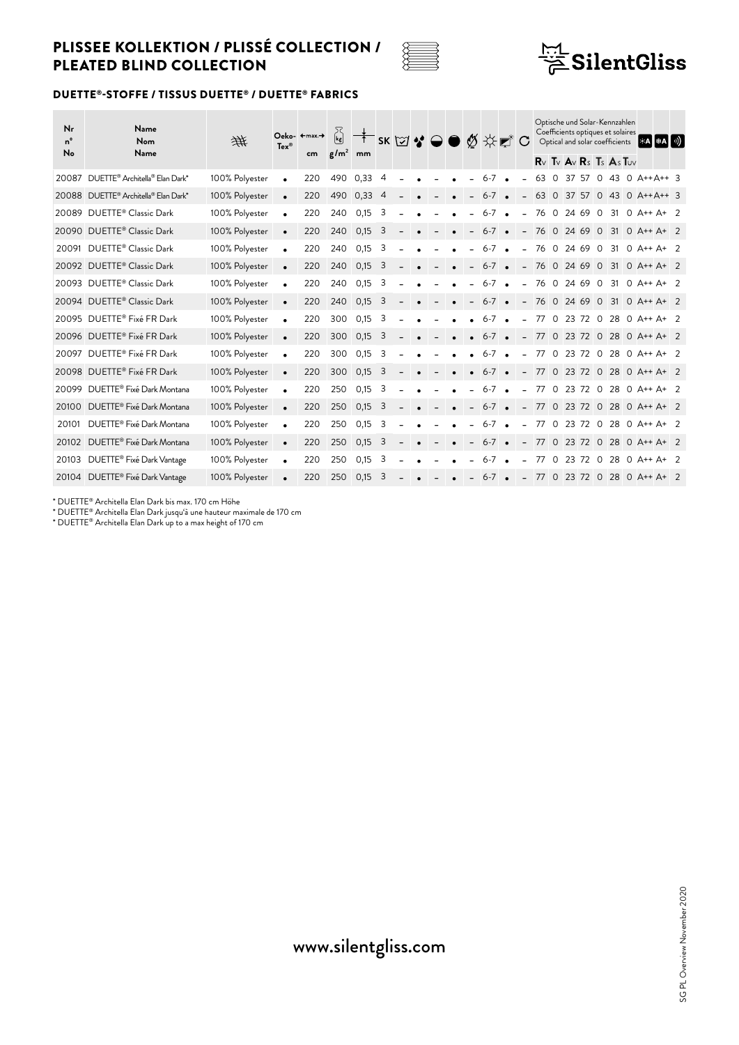# PLISSEE KOLLEKTION / PLISSÉ COLLECTION / PLEATED BLIND COLLECTION

## DUETTE®-STOFFE / TISSUS DUETTE® / DUETTE® FABRICS

| Nr n° No | Name Nom Name | | Oeko-Tex® | ←max.→ cm | g/m² | mm | SK | ☑ | 💧 | ◒ | ● | Ø | ☼ | ◩ | C | Rv | Tv | Av | Rs | Ts | As | Tuv | ❄A | ☀A | 🔊 |
|---|---|---|---|---|---|---|---|---|---|---|---|---|---|---|---|---|---|---|---|---|---|---|---|---|---|
| | | | | | | | | | | | | | | | | Optische und Solar-Kennzahlen Coefficients optiques et solaires Optical and solar coefficients | | | | | | | | | |
| 20087 | DUETTE® Architella® Elan Dark* | 100% Polyester | • | 220 | 490 | 0,33 | 4 | – | • | – | • | – | 6-7 | • | – | 63 | 0 | 37 | 57 | 0 | 43 | 0 | A++ | A++ | 3 |
| 20088 | DUETTE® Architella® Elan Dark* | 100% Polyester | • | 220 | 490 | 0,33 | 4 | – | • | – | • | – | 6-7 | • | – | 63 | 0 | 37 | 57 | 0 | 43 | 0 | A++ | A++ | 3 |
| 20089 | DUETTE® Classic Dark | 100% Polyester | • | 220 | 240 | 0,15 | 3 | – | • | – | • | – | 6-7 | • | – | 76 | 0 | 24 | 69 | 0 | 31 | 0 | A++ | A+ | 2 |
| 20090 | DUETTE® Classic Dark | 100% Polyester | • | 220 | 240 | 0,15 | 3 | – | • | – | • | – | 6-7 | • | – | 76 | 0 | 24 | 69 | 0 | 31 | 0 | A++ | A+ | 2 |
| 20091 | DUETTE® Classic Dark | 100% Polyester | • | 220 | 240 | 0,15 | 3 | – | • | – | • | – | 6-7 | • | – | 76 | 0 | 24 | 69 | 0 | 31 | 0 | A++ | A+ | 2 |
| 20092 | DUETTE® Classic Dark | 100% Polyester | • | 220 | 240 | 0,15 | 3 | – | • | – | • | – | 6-7 | • | – | 76 | 0 | 24 | 69 | 0 | 31 | 0 | A++ | A+ | 2 |
| 20093 | DUETTE® Classic Dark | 100% Polyester | • | 220 | 240 | 0,15 | 3 | – | • | – | • | – | 6-7 | • | – | 76 | 0 | 24 | 69 | 0 | 31 | 0 | A++ | A+ | 2 |
| 20094 | DUETTE® Classic Dark | 100% Polyester | • | 220 | 240 | 0,15 | 3 | – | • | – | • | – | 6-7 | • | – | 76 | 0 | 24 | 69 | 0 | 31 | 0 | A++ | A+ | 2 |
| 20095 | DUETTE® Fixé FR Dark | 100% Polyester | • | 220 | 300 | 0,15 | 3 | – | • | – | • | • | 6-7 | • | – | 77 | 0 | 23 | 72 | 0 | 28 | 0 | A++ | A+ | 2 |
| 20096 | DUETTE® Fixé FR Dark | 100% Polyester | • | 220 | 300 | 0,15 | 3 | – | • | – | • | • | 6-7 | • | – | 77 | 0 | 23 | 72 | 0 | 28 | 0 | A++ | A+ | 2 |
| 20097 | DUETTE® Fixé FR Dark | 100% Polyester | • | 220 | 300 | 0,15 | 3 | – | • | – | • | • | 6-7 | • | – | 77 | 0 | 23 | 72 | 0 | 28 | 0 | A++ | A+ | 2 |
| 20098 | DUETTE® Fixé FR Dark | 100% Polyester | • | 220 | 300 | 0,15 | 3 | – | • | – | • | • | 6-7 | • | – | 77 | 0 | 23 | 72 | 0 | 28 | 0 | A++ | A+ | 2 |
| 20099 | DUETTE® Fixé Dark Montana | 100% Polyester | • | 220 | 250 | 0,15 | 3 | – | • | – | • | – | 6-7 | • | – | 77 | 0 | 23 | 72 | 0 | 28 | 0 | A++ | A+ | 2 |
| 20100 | DUETTE® Fixé Dark Montana | 100% Polyester | • | 220 | 250 | 0,15 | 3 | – | • | – | • | – | 6-7 | • | – | 77 | 0 | 23 | 72 | 0 | 28 | 0 | A++ | A+ | 2 |
| 20101 | DUETTE® Fixé Dark Montana | 100% Polyester | • | 220 | 250 | 0,15 | 3 | – | • | – | • | – | 6-7 | • | – | 77 | 0 | 23 | 72 | 0 | 28 | 0 | A++ | A+ | 2 |
| 20102 | DUETTE® Fixé Dark Montana | 100% Polyester | • | 220 | 250 | 0,15 | 3 | – | • | – | • | – | 6-7 | • | – | 77 | 0 | 23 | 72 | 0 | 28 | 0 | A++ | A+ | 2 |
| 20103 | DUETTE® Fixé Dark Vantage | 100% Polyester | • | 220 | 250 | 0,15 | 3 | – | • | – | • | – | 6-7 | • | – | 77 | 0 | 23 | 72 | 0 | 28 | 0 | A++ | A+ | 2 |
| 20104 | DUETTE® Fixé Dark Vantage | 100% Polyester | • | 220 | 250 | 0,15 | 3 | – | • | – | • | – | 6-7 | • | – | 77 | 0 | 23 | 72 | 0 | 28 | 0 | A++ | A+ | 2 |

* DUETTE® Architella Elan Dark bis max. 170 cm Höhe
* DUETTE® Architella Elan Dark jusqu'à une hauteur maximale de 170 cm
* DUETTE® Architella Elan Dark up to a max height of 170 cm

www.silentgliss.com

SG PL Overview November 2020